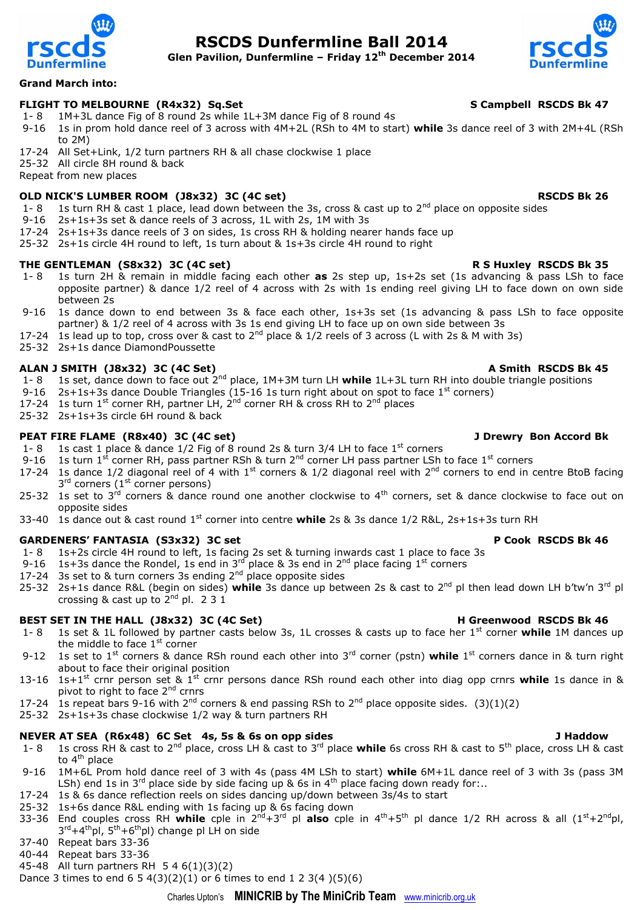# RSCDS Dunfermline Ball 2014

**Glen Pavilion, Dunfermline – Friday 12th December 2014**

**Grand March into:**

### FLIGHT TO MELBOURNE (R4x32) Sq.Set — S Campbell RSCDS Bk 47

- 1- 8 1M+3L dance Fig of 8 round 2s while 1L+3M dance Fig of 8 round 4s
- 9-16 1s in prom hold dance reel of 3 across with 4M+2L (RSh to 4M to start) **while** 3s dance reel of 3 with 2M+4L (RSh to 2M)
- 17-24 All Set+Link, 1/2 turn partners RH & all chase clockwise 1 place
- 25-32 All circle 8H round & back

Repeat from new places

### OLD NICK'S LUMBER ROOM (J8x32) 3C (4C set) — RSCDS Bk 26

- 1- 8 1s turn RH & cast 1 place, lead down between the 3s, cross & cast up to 2nd place on opposite sides
- 9-16 2s+1s+3s set & dance reels of 3 across, 1L with 2s, 1M with 3s
- 17-24 2s+1s+3s dance reels of 3 on sides, 1s cross RH & holding nearer hands face up
- 25-32 2s+1s circle 4H round to left, 1s turn about & 1s+3s circle 4H round to right

### THE GENTLEMAN (S8x32) 3C (4C set) — R S Huxley RSCDS Bk 35

- 1- 8 1s turn 2H & remain in middle facing each other **as** 2s step up, 1s+2s set (1s advancing & pass LSh to face opposite partner) & dance 1/2 reel of 4 across with 2s with 1s ending reel giving LH to face down on own side between 2s
- 9-16 1s dance down to end between 3s & face each other, 1s+3s set (1s advancing & pass LSh to face opposite partner) & 1/2 reel of 4 across with 3s 1s end giving LH to face up on own side between 3s
- 17-24 1s lead up to top, cross over & cast to 2nd place & 1/2 reels of 3 across (L with 2s & M with 3s)
- 25-32 2s+1s dance DiamondPoussette

### ALAN J SMITH (J8x32) 3C (4C Set) — A Smith RSCDS Bk 45

- 1- 8 1s set, dance down to face out 2nd place, 1M+3M turn LH **while** 1L+3L turn RH into double triangle positions
- 9-16 2s+1s+3s dance Double Triangles (15-16 1s turn right about on spot to face 1st corners)
- 17-24 1s turn 1st corner RH, partner LH, 2nd corner RH & cross RH to 2nd places
- 25-32 2s+1s+3s circle 6H round & back

### PEAT FIRE FLAME (R8x40) 3C (4C set) — J Drewry Bon Accord Bk

- 1- 8 1s cast 1 place & dance 1/2 Fig of 8 round 2s & turn 3/4 LH to face 1st corners
- 9-16 1s turn 1st corner RH, pass partner RSh & turn 2nd corner LH pass partner LSh to face 1st corners
- 17-24 1s dance 1/2 diagonal reel of 4 with 1st corners & 1/2 diagonal reel with 2nd corners to end in centre BtoB facing 3rd corners (1st corner persons)
- 25-32 1s set to 3rd corners & dance round one another clockwise to 4th corners, set & dance clockwise to face out on opposite sides
- 33-40 1s dance out & cast round 1st corner into centre **while** 2s & 3s dance 1/2 R&L, 2s+1s+3s turn RH

### GARDENERS' FANTASIA (S3x32) 3C set — P Cook RSCDS Bk 46

- 1- 8 1s+2s circle 4H round to left, 1s facing 2s set & turning inwards cast 1 place to face 3s
- 9-16 1s+3s dance the Rondel, 1s end in 3rd place & 3s end in 2nd place facing 1st corners
- 17-24 3s set to & turn corners 3s ending 2nd place opposite sides
- 25-32 2s+1s dance R&L (begin on sides) **while** 3s dance up between 2s & cast to 2nd pl then lead down LH b'tw'n 3rd pl crossing & cast up to 2nd pl. 2 3 1

### BEST SET IN THE HALL (J8x32) 3C (4C Set) — H Greenwood RSCDS Bk 46

- 1- 8 1s set & 1L followed by partner casts below 3s, 1L crosses & casts up to face her 1st corner **while** 1M dances up the middle to face 1st corner
- 9-12 1s set to 1st corners & dance RSh round each other into 3rd corner (pstn) **while** 1st corners dance in & turn right about to face their original position
- 13-16 1s+1st crnr person set & 1st crnr persons dance RSh round each other into diag opp crnrs **while** 1s dance in & pivot to right to face 2nd crnrs
- 17-24 1s repeat bars 9-16 with 2nd corners & end passing RSh to 2nd place opposite sides. (3)(1)(2)
- 25-32 2s+1s+3s chase clockwise 1/2 way & turn partners RH

### NEVER AT SEA (R6x48) 6C Set 4s, 5s & 6s on opp sides — J Haddow

- 1- 8 1s cross RH & cast to 2nd place, cross LH & cast to 3rd place **while** 6s cross RH & cast to 5th place, cross LH & cast to 4th place
- 9-16 1M+6L Prom hold dance reel of 3 with 4s (pass 4M LSh to start) **while** 6M+1L dance reel of 3 with 3s (pass 3M LSh) end 1s in 3rd place side by side facing up & 6s in 4th place facing down ready for:..
- 17-24 1s & 6s dance reflection reels on sides dancing up/down between 3s/4s to start
- 25-32 1s+6s dance R&L ending with 1s facing up & 6s facing down
- 33-36 End couples cross RH **while** cple in 2nd+3rd pl **also** cple in 4th+5th pl dance 1/2 RH across & all (1st+2ndpl, 3rd+4thpl, 5th+6thpl) change pl LH on side
- 37-40 Repeat bars 33-36
- 40-44 Repeat bars 33-36
- 45-48 All turn partners RH 5 4 6(1)(3)(2)

Dance 3 times to end 6 5 4(3)(2)(1) or 6 times to end 1 2 3(4 )(5)(6)

Charles Upton's **MINICRIB by The MiniCrib Team** www.minicrib.org.uk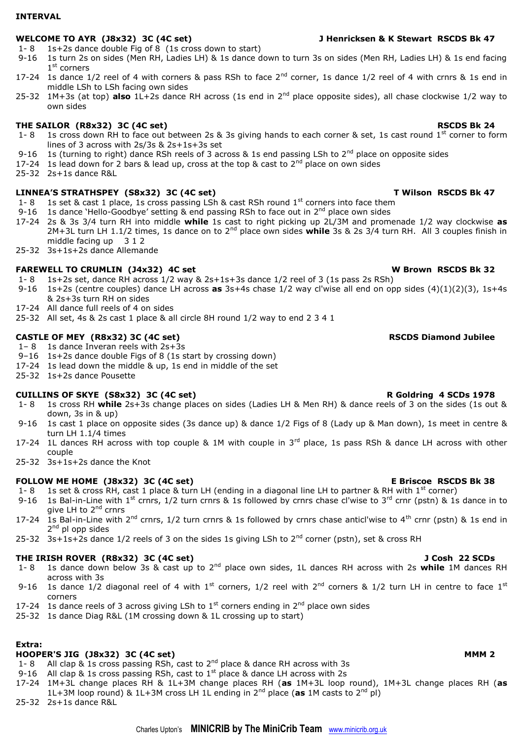**INTERVAL**

**WELCOME TO AYR (J8x32) 3C (4C set)** **J Henricksen & K Stewart RSCDS Bk 47**

- 1- 8 1s+2s dance double Fig of 8 (1s cross down to start)
- 9-16 1s turn 2s on sides (Men RH, Ladies LH) & 1s dance down to turn 3s on sides (Men RH, Ladies LH) & 1s end facing 1st corners
- 17-24 1s dance 1/2 reel of 4 with corners & pass RSh to face 2nd corner, 1s dance 1/2 reel of 4 with crnrs & 1s end in middle LSh to LSh facing own sides
- 25-32 1M+3s (at top) **also** 1L+2s dance RH across (1s end in 2nd place opposite sides), all chase clockwise 1/2 way to own sides

**THE SAILOR (R8x32) 3C (4C set)** **RSCDS Bk 24**

- 1- 8 1s cross down RH to face out between 2s & 3s giving hands to each corner & set, 1s cast round 1st corner to form lines of 3 across with 2s/3s & 2s+1s+3s set
- 9-16 1s (turning to right) dance RSh reels of 3 across & 1s end passing LSh to 2nd place on opposite sides
- 17-24 1s lead down for 2 bars & lead up, cross at the top & cast to 2nd place on own sides
- 25-32 2s+1s dance R&L

**LINNEA'S STRATHSPEY (S8x32) 3C (4C set)** **T Wilson RSCDS Bk 47**

- 1- 8 1s set & cast 1 place, 1s cross passing LSh & cast RSh round 1st corners into face them
- 9-16 1s dance 'Hello-Goodbye' setting & end passing RSh to face out in 2nd place own sides
- 17-24 2s & 3s 3/4 turn RH into middle **while** 1s cast to right picking up 2L/3M and promenade 1/2 way clockwise **as** 2M+3L turn LH 1.1/2 times, 1s dance on to 2nd place own sides **while** 3s & 2s 3/4 turn RH. All 3 couples finish in middle facing up 3 1 2
- 25-32 3s+1s+2s dance Allemande

**FAREWELL TO CRUMLIN (J4x32) 4C set** **W Brown RSCDS Bk 32**

- 1- 8 1s+2s set, dance RH across 1/2 way & 2s+1s+3s dance 1/2 reel of 3 (1s pass 2s RSh)
- 9-16 1s+2s (centre couples) dance LH across **as** 3s+4s chase 1/2 way cl'wise all end on opp sides (4)(1)(2)(3), 1s+4s & 2s+3s turn RH on sides
- 17-24 All dance full reels of 4 on sides
- 25-32 All set, 4s & 2s cast 1 place & all circle 8H round 1/2 way to end 2 3 4 1

**CASTLE OF MEY (R8x32) 3C (4C set)** **RSCDS Diamond Jubilee**

- 1– 8 1s dance Inveran reels with 2s+3s
- 9–16 1s+2s dance double Figs of 8 (1s start by crossing down)
- 17-24 1s lead down the middle & up, 1s end in middle of the set
- 25-32 1s+2s dance Pousette

**CUILLINS OF SKYE (S8x32) 3C (4C set)** **R Goldring 4 SCDs 1978**

- 1- 8 1s cross RH **while** 2s+3s change places on sides (Ladies LH & Men RH) & dance reels of 3 on the sides (1s out & down, 3s in & up)
- 9-16 1s cast 1 place on opposite sides (3s dance up) & dance 1/2 Figs of 8 (Lady up & Man down), 1s meet in centre & turn LH 1.1/4 times
- 17-24 1L dances RH across with top couple & 1M with couple in 3rd place, 1s pass RSh & dance LH across with other couple
- 25-32 3s+1s+2s dance the Knot

**FOLLOW ME HOME (J8x32) 3C (4C set)** **E Briscoe RSCDS Bk 38**

- 1- 8 1s set & cross RH, cast 1 place & turn LH (ending in a diagonal line LH to partner & RH with 1st corner)
- 9-16 1s Bal-in-Line with 1st crnrs, 1/2 turn crnrs & 1s followed by crnrs chase cl'wise to 3rd crnr (pstn) & 1s dance in to give LH to 2nd crnrs
- 17-24 1s Bal-in-Line with 2nd crnrs, 1/2 turn crnrs & 1s followed by crnrs chase anticl'wise to 4th crnr (pstn) & 1s end in 2nd pl opp sides
- 25-32 3s+1s+2s dance 1/2 reels of 3 on the sides 1s giving LSh to 2nd corner (pstn), set & cross RH

**THE IRISH ROVER (R8x32) 3C (4C set)** **J Cosh 22 SCDs**

- 1- 8 1s dance down below 3s & cast up to 2nd place own sides, 1L dances RH across with 2s **while** 1M dances RH across with 3s
- 9-16 1s dance 1/2 diagonal reel of 4 with 1st corners, 1/2 reel with 2nd corners & 1/2 turn LH in centre to face 1st corners
- 17-24 1s dance reels of 3 across giving LSh to 1st corners ending in 2nd place own sides
- 25-32 1s dance Diag R&L (1M crossing down & 1L crossing up to start)

**Extra:**

**HOOPER'S JIG (J8x32) 3C (4C set)** **MMM 2**

- 1- 8 All clap & 1s cross passing RSh, cast to 2nd place & dance RH across with 3s
- 9-16 All clap & 1s cross passing RSh, cast to 1st place & dance LH across with 2s
- 17-24 1M+3L change places RH & 1L+3M change places RH (**as** 1M+3L loop round), 1M+3L change places RH (**as** 1L+3M loop round) & 1L+3M cross LH 1L ending in 2nd place (**as** 1M casts to 2nd pl)
- 25-32 2s+1s dance R&L

Charles Upton's **MINICRIB by The MiniCrib Team** www.minicrib.org.uk